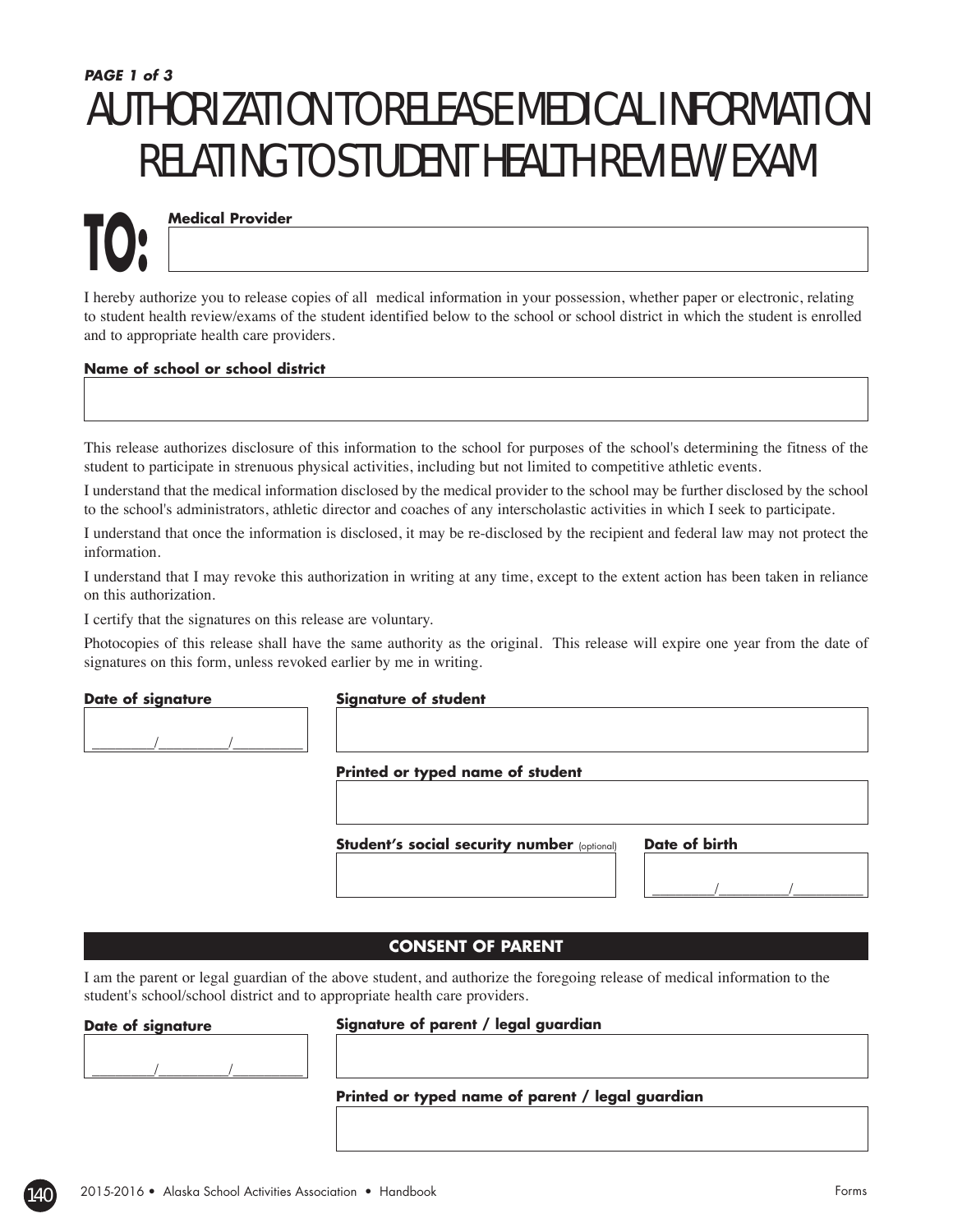# AUTHORIZATION TO RELEASE MEDICAL INFORMATION RELATING TO STUDENT HEALTH REVIEW/EXAM

**TO:**

**Medical Provider**

I hereby authorize you to release copies of all medical information in your possession, whether paper or electronic, relating to student health review/exams of the student identified below to the school or school district in which the student is enrolled and to appropriate health care providers.

**Name of school or school district**

This release authorizes disclosure of this information to the school for purposes of the school's determining the fitness of the student to participate in strenuous physical activities, including but not limited to competitive athletic events.

I understand that the medical information disclosed by the medical provider to the school may be further disclosed by the school to the school's administrators, athletic director and coaches of any interscholastic activities in which I seek to participate.

I understand that once the information is disclosed, it may be re-disclosed by the recipient and federal law may not protect the information.

I understand that I may revoke this authorization in writing at any time, except to the extent action has been taken in reliance on this authorization.

I certify that the signatures on this release are voluntary.

Photocopies of this release shall have the same authority as the original. This release will expire one year from the date of signatures on this form, unless revoked earlier by me in writing.

**Date of signature**

________/________/________

**Signature of student**

**Printed or typed name of student**

**Student's social security number** (optional)

**Date of birth**

________/________/________

## CONSENT OF PARENT

I am the parent or legal guardian of the above student, and authorize the foregoing release of medical information to the student's school/school district and to appropriate health care providers.

**Date of signature**

________/________/________

**Signature of parent / legal guardian**

**Printed or typed name of parent / legal guardian**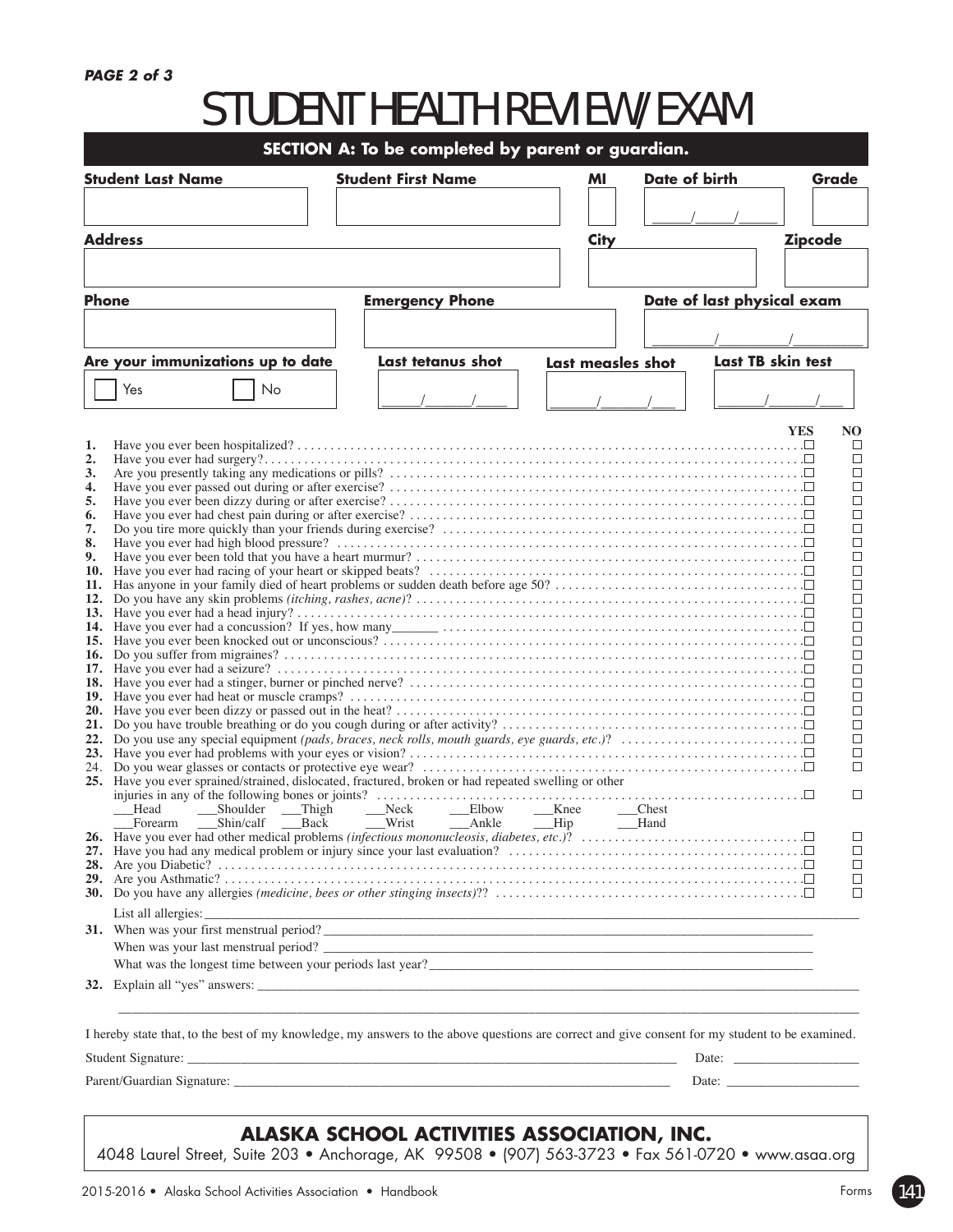# STUDENT HEALTH REVIEW/EXAM

## SECTION A: To be completed by parent or guardian.

| Student Last Name | Student First Name | MI | Date of birth | Grade |
|---|---|---|---|---|
| | | | ____/____/____ | |

| Address | City | Zipcode |
|---|---|---|
| | | |

| Phone | Emergency Phone | Date of last physical exam |
|---|---|---|
| | | ______/______/______ |

| Are your immunizations up to date | Last tetanus shot | Last measles shot | Last TB skin test |
|---|---|---|---|
| ☐ Yes ☐ No | ____/____/____ | ____/____/____ | ____/____/____ |

| | | YES | NO |
|---|---|---|---|
| **1.** | Have you ever been hospitalized? | ☐ | ☐ |
| **2.** | Have you ever had surgery? | ☐ | ☐ |
| **3.** | Are you presently taking any medications or pills? | ☐ | ☐ |
| **4.** | Have you ever passed out during or after exercise? | ☐ | ☐ |
| **5.** | Have you ever been dizzy during or after exercise? | ☐ | ☐ |
| **6.** | Have you ever had chest pain during or after exercise? | ☐ | ☐ |
| **7.** | Do you tire more quickly than your friends during exercise? | ☐ | ☐ |
| **8.** | Have you ever had high blood pressure? | ☐ | ☐ |
| **9.** | Have you ever been told that you have a heart murmur? | ☐ | ☐ |
| **10.** | Have you ever had racing of your heart or skipped beats? | ☐ | ☐ |
| **11.** | Has anyone in your family died of heart problems or sudden death before age 50? | ☐ | ☐ |
| **12.** | Do you have any skin problems *(itching, rashes, acne)*? | ☐ | ☐ |
| **13.** | Have you ever had a head injury? | ☐ | ☐ |
| **14.** | Have you ever had a concussion? If yes, how many______ | ☐ | ☐ |
| **15.** | Have you ever been knocked out or unconscious? | ☐ | ☐ |
| **16.** | Do you suffer from migraines? | ☐ | ☐ |
| **17.** | Have you ever had a seizure? | ☐ | ☐ |
| **18.** | Have you ever had a stinger, burner or pinched nerve? | ☐ | ☐ |
| **19.** | Have you ever had heat or muscle cramps? | ☐ | ☐ |
| **20.** | Have you ever been dizzy or passed out in the heat? | ☐ | ☐ |
| **21.** | Do you have trouble breathing or do you cough during or after activity? | ☐ | ☐ |
| **22.** | Do you use any special equipment *(pads, braces, neck rolls, mouth guards, eye guards, etc.)*? | ☐ | ☐ |
| **23.** | Have you ever had problems with your eyes or vision? | ☐ | ☐ |
| 24. | Do you wear glasses or contacts or protective eye wear? | ☐ | ☐ |
| **25.** | Have you ever sprained/strained, dislocated, fractured, broken or had repeated swelling or other injuries in any of the following bones or joints?<br>___Head ___Shoulder ___Thigh ___Neck ___Elbow ___Knee ___Chest<br>___Forearm ___Shin/calf ___Back ___Wrist ___Ankle ___Hip ___Hand | ☐ | ☐ |
| **26.** | Have you ever had other medical problems *(infectious mononucleosis, diabetes, etc.)*? | ☐ | ☐ |
| **27.** | Have you had any medical problem or injury since your last evaluation? | ☐ | ☐ |
| **28.** | Are you Diabetic? | ☐ | ☐ |
| **29.** | Are you Asthmatic? | ☐ | ☐ |
| **30.** | Do you have any allergies *(medicine, bees or other stinging insects)*?? | ☐ | ☐ |

List all allergies: ________________________________________

**31.** When was your first menstrual period? ________________________________________

When was your last menstrual period? ________________________________________

What was the longest time between your periods last year? ________________________________________

**32.** Explain all "yes" answers: ________________________________________

________________________________________

I hereby state that, to the best of my knowledge, my answers to the above questions are correct and give consent for my student to be examined.

Student Signature: ________________________________________ Date: ______________

Parent/Guardian Signature: ________________________________________ Date: ______________

**ALASKA SCHOOL ACTIVITIES ASSOCIATION, INC.**

4048 Laurel Street, Suite 203 • Anchorage, AK 99508 • (907) 563-3723 • Fax 561-0720 • www.asaa.org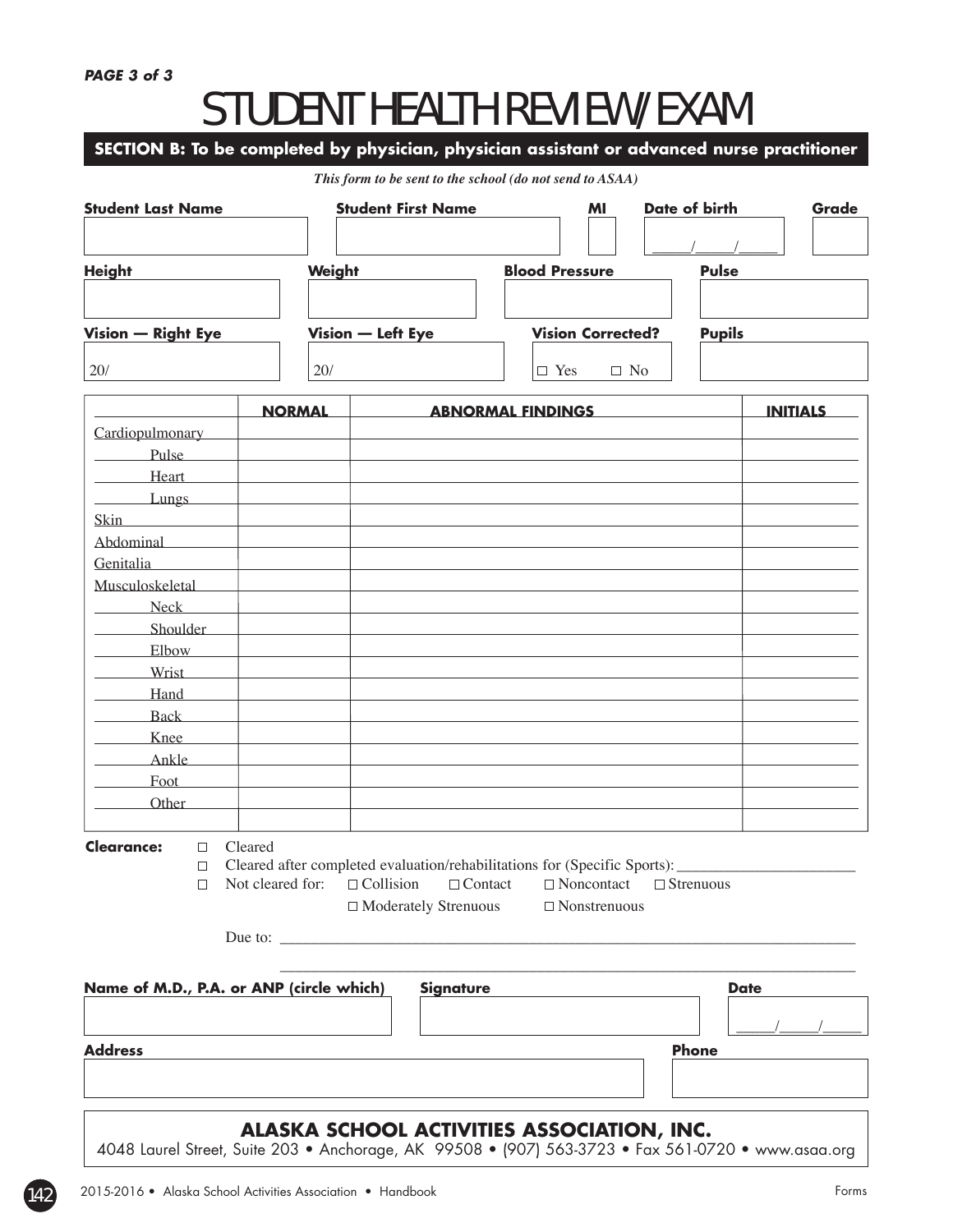# STUDENT HEALTH REVIEW/EXAM

**SECTION B: To be completed by physician, physician assistant or advanced nurse practitioner**

***This form to be sent to the school (do not send to ASAA)***

| Student Last Name | Student First Name | MI | Date of birth | Grade |
|---|---|---|---|---|
| | | | ____/____/____ | |

| Height | Weight | Blood Pressure | Pulse |
|---|---|---|---|
| | | | |

| Vision — Right Eye | Vision — Left Eye | Vision Corrected? | Pupils |
|---|---|---|---|
| 20/ | 20/ | ☐ Yes ☐ No | |

| | NORMAL | ABNORMAL FINDINGS | INITIALS |
|---|---|---|---|
| Cardiopulmonary | | | |
| Pulse | | | |
| Heart | | | |
| Lungs | | | |
| Skin | | | |
| Abdominal | | | |
| Genitalia | | | |
| Musculoskeletal | | | |
| Neck | | | |
| Shoulder | | | |
| Elbow | | | |
| Wrist | | | |
| Hand | | | |
| Back | | | |
| Knee | | | |
| Ankle | | | |
| Foot | | | |
| Other | | | |

**Clearance:**

☐ Cleared

☐ Cleared after completed evaluation/rehabilitations for (Specific Sports): ______________________

☐ Not cleared for: ☐ Collision ☐ Contact ☐ Noncontact ☐ Strenuous ☐ Moderately Strenuous ☐ Nonstrenuous

Due to: ________________________________________________________________________

________________________________________________________________________

| Name of M.D., P.A. or ANP (circle which) | Signature | Date |
|---|---|---|
| | | ____/____/____ |

| Address | Phone |
|---|---|
| | |

**ALASKA SCHOOL ACTIVITIES ASSOCIATION, INC.**
4048 Laurel Street, Suite 203 • Anchorage, AK 99508 • (907) 563-3723 • Fax 561-0720 • www.asaa.org